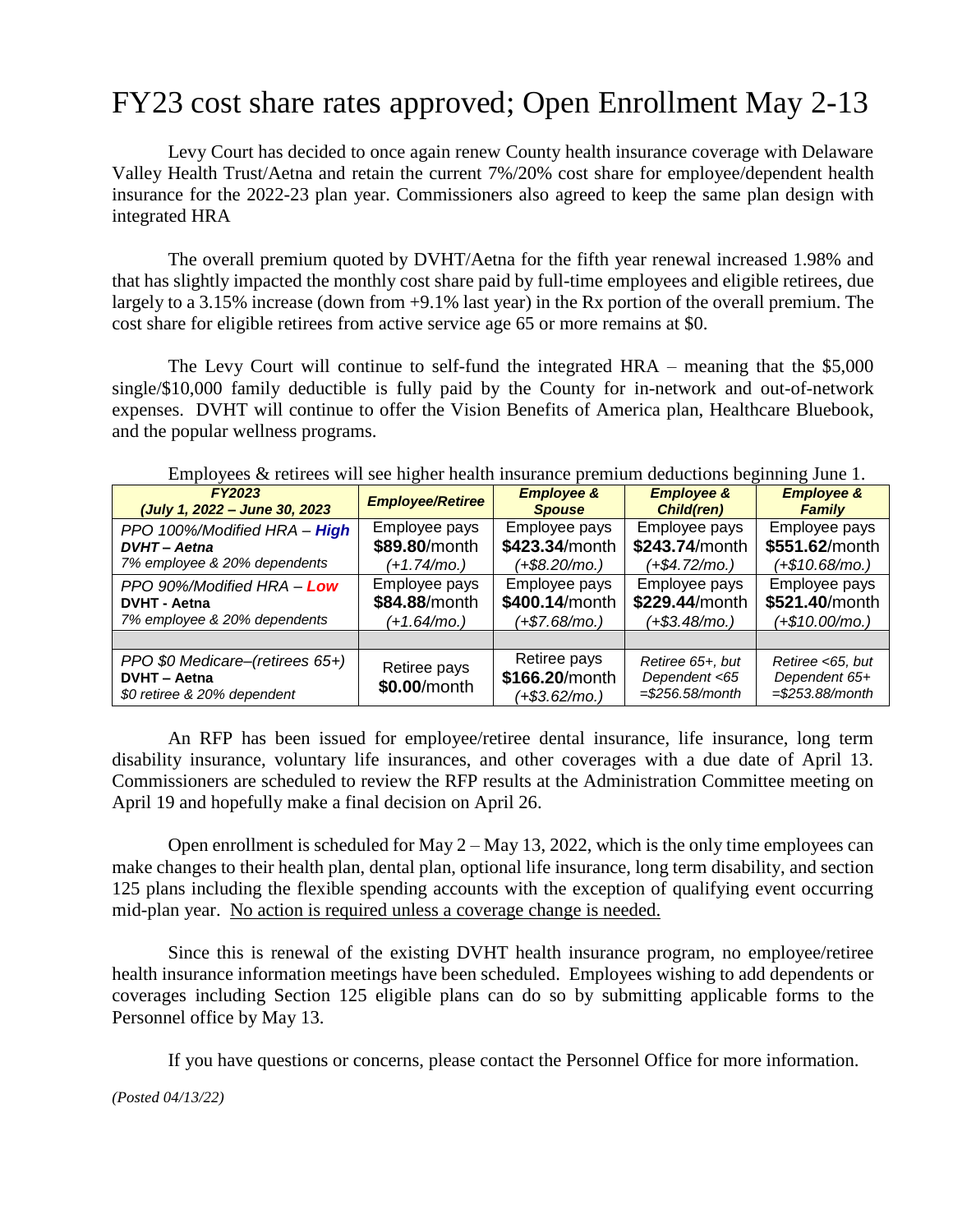# FY23 cost share rates approved; Open Enrollment May 2-13

Levy Court has decided to once again renew County health insurance coverage with Delaware Valley Health Trust/Aetna and retain the current 7%/20% cost share for employee/dependent health insurance for the 2022-23 plan year. Commissioners also agreed to keep the same plan design with integrated HRA

The overall premium quoted by DVHT/Aetna for the fifth year renewal increased 1.98% and that has slightly impacted the monthly cost share paid by full-time employees and eligible retirees, due largely to a 3.15% increase (down from +9.1% last year) in the Rx portion of the overall premium. The cost share for eligible retirees from active service age 65 or more remains at $0.

The Levy Court will continue to self-fund the integrated HRA – meaning that the $5,000 single/$10,000 family deductible is fully paid by the County for in-network and out-of-network expenses. DVHT will continue to offer the Vision Benefits of America plan, Healthcare Bluebook, and the popular wellness programs.

Employees & retirees will see higher health insurance premium deductions beginning June 1.

| ***FY2023*** ***(July 1, 2022 – June 30, 2023*** | ***Employee/Retiree*** | ***Employee & Spouse*** | ***Employee & Child(ren)*** | ***Employee & Family*** |
|---|---|---|---|---|
| *PPO 100%/Modified HRA – **High*** ***DVHT – Aetna*** *7% employee & 20% dependents* | Employee pays **$89.80**/month *(+1.74/mo.)* | Employee pays **$423.34**/month *(+$8.20/mo.)* | Employee pays **$243.74**/month *(+$4.72/mo.)* | Employee pays **$551.62**/month *(+$10.68/mo.)* |
| *PPO 90%/Modified HRA – **Low*** **DVHT - Aetna** *7% employee & 20% dependents* | Employee pays **$84.88**/month *(+1.64/mo.)* | Employee pays **$400.14**/month *(+$7.68/mo.)* | Employee pays **$229.44**/month *(+$3.48/mo.)* | Employee pays **$521.40**/month *(+$10.00/mo.)* |
| | | | | |
| *PPO $0 Medicare–(retirees 65+)* **DVHT – Aetna** *$0 retiree & 20% dependent* | Retiree pays **$0.00**/month | Retiree pays **$166.20**/month *(+$3.62/mo.)* | *Retiree 65+, but Dependent <65 =$256.58/month* | *Retiree <65, but Dependent 65+ =$253.88/month* |

An RFP has been issued for employee/retiree dental insurance, life insurance, long term disability insurance, voluntary life insurances, and other coverages with a due date of April 13. Commissioners are scheduled to review the RFP results at the Administration Committee meeting on April 19 and hopefully make a final decision on April 26.

Open enrollment is scheduled for May 2 – May 13, 2022, which is the only time employees can make changes to their health plan, dental plan, optional life insurance, long term disability, and section 125 plans including the flexible spending accounts with the exception of qualifying event occurring mid-plan year. <u>No action is required unless a coverage change is needed.</u>

Since this is renewal of the existing DVHT health insurance program, no employee/retiree health insurance information meetings have been scheduled. Employees wishing to add dependents or coverages including Section 125 eligible plans can do so by submitting applicable forms to the Personnel office by May 13.

If you have questions or concerns, please contact the Personnel Office for more information.

*(Posted 04/13/22)*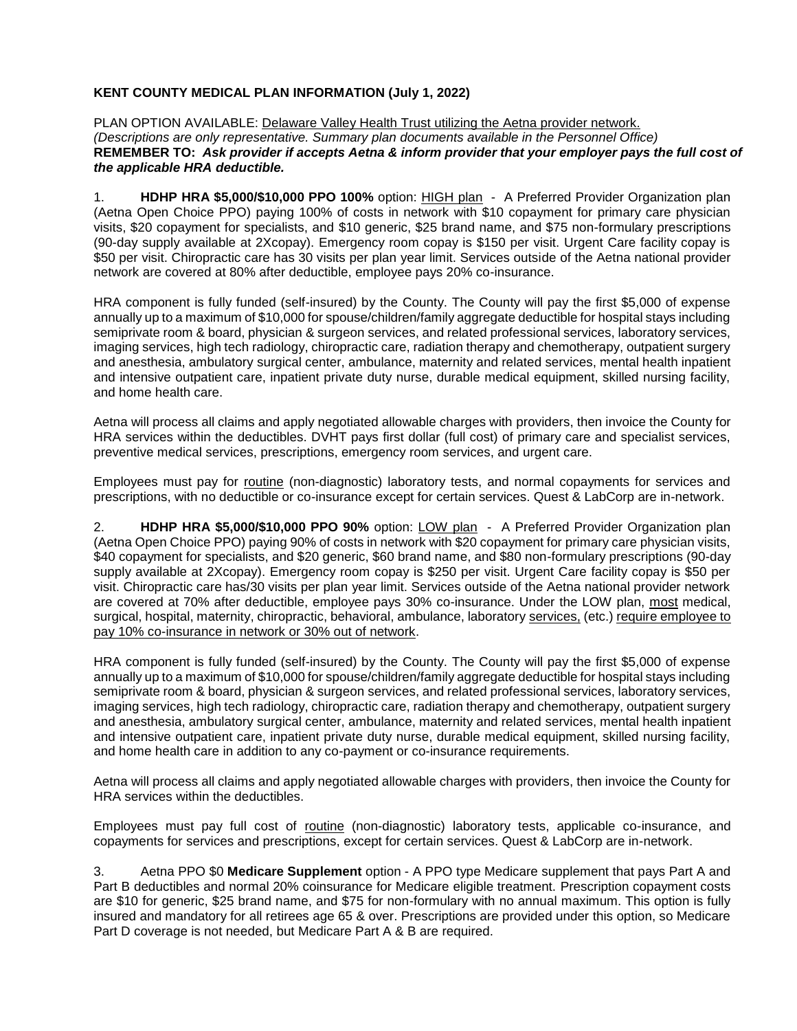**KENT COUNTY MEDICAL PLAN INFORMATION (July 1, 2022)**

PLAN OPTION AVAILABLE: Delaware Valley Health Trust utilizing the Aetna provider network.
*(Descriptions are only representative. Summary plan documents available in the Personnel Office)*
**REMEMBER TO:** ***Ask provider if accepts Aetna & inform provider that your employer pays the full cost of the applicable HRA deductible.***

1. **HDHP HRA $5,000/$10,000 PPO 100%** option: HIGH plan - A Preferred Provider Organization plan (Aetna Open Choice PPO) paying 100% of costs in network with $10 copayment for primary care physician visits, $20 copayment for specialists, and $10 generic, $25 brand name, and $75 non-formulary prescriptions (90-day supply available at 2Xcopay). Emergency room copay is $150 per visit. Urgent Care facility copay is $50 per visit. Chiropractic care has 30 visits per plan year limit. Services outside of the Aetna national provider network are covered at 80% after deductible, employee pays 20% co-insurance.

HRA component is fully funded (self-insured) by the County. The County will pay the first $5,000 of expense annually up to a maximum of $10,000 for spouse/children/family aggregate deductible for hospital stays including semiprivate room & board, physician & surgeon services, and related professional services, laboratory services, imaging services, high tech radiology, chiropractic care, radiation therapy and chemotherapy, outpatient surgery and anesthesia, ambulatory surgical center, ambulance, maternity and related services, mental health inpatient and intensive outpatient care, inpatient private duty nurse, durable medical equipment, skilled nursing facility, and home health care.

Aetna will process all claims and apply negotiated allowable charges with providers, then invoice the County for HRA services within the deductibles. DVHT pays first dollar (full cost) of primary care and specialist services, preventive medical services, prescriptions, emergency room services, and urgent care.

Employees must pay for routine (non-diagnostic) laboratory tests, and normal copayments for services and prescriptions, with no deductible or co-insurance except for certain services. Quest & LabCorp are in-network.

2. **HDHP HRA $5,000/$10,000 PPO 90%** option: LOW plan - A Preferred Provider Organization plan (Aetna Open Choice PPO) paying 90% of costs in network with $20 copayment for primary care physician visits, $40 copayment for specialists, and $20 generic, $60 brand name, and $80 non-formulary prescriptions (90-day supply available at 2Xcopay). Emergency room copay is $250 per visit. Urgent Care facility copay is $50 per visit. Chiropractic care has/30 visits per plan year limit. Services outside of the Aetna national provider network are covered at 70% after deductible, employee pays 30% co-insurance. Under the LOW plan, most medical, surgical, hospital, maternity, chiropractic, behavioral, ambulance, laboratory services, (etc.) require employee to pay 10% co-insurance in network or 30% out of network.

HRA component is fully funded (self-insured) by the County. The County will pay the first $5,000 of expense annually up to a maximum of $10,000 for spouse/children/family aggregate deductible for hospital stays including semiprivate room & board, physician & surgeon services, and related professional services, laboratory services, imaging services, high tech radiology, chiropractic care, radiation therapy and chemotherapy, outpatient surgery and anesthesia, ambulatory surgical center, ambulance, maternity and related services, mental health inpatient and intensive outpatient care, inpatient private duty nurse, durable medical equipment, skilled nursing facility, and home health care in addition to any co-payment or co-insurance requirements.

Aetna will process all claims and apply negotiated allowable charges with providers, then invoice the County for HRA services within the deductibles.

Employees must pay full cost of routine (non-diagnostic) laboratory tests, applicable co-insurance, and copayments for services and prescriptions, except for certain services. Quest & LabCorp are in-network.

3. Aetna PPO $0 **Medicare Supplement** option - A PPO type Medicare supplement that pays Part A and Part B deductibles and normal 20% coinsurance for Medicare eligible treatment. Prescription copayment costs are $10 for generic, $25 brand name, and $75 for non-formulary with no annual maximum. This option is fully insured and mandatory for all retirees age 65 & over. Prescriptions are provided under this option, so Medicare Part D coverage is not needed, but Medicare Part A & B are required.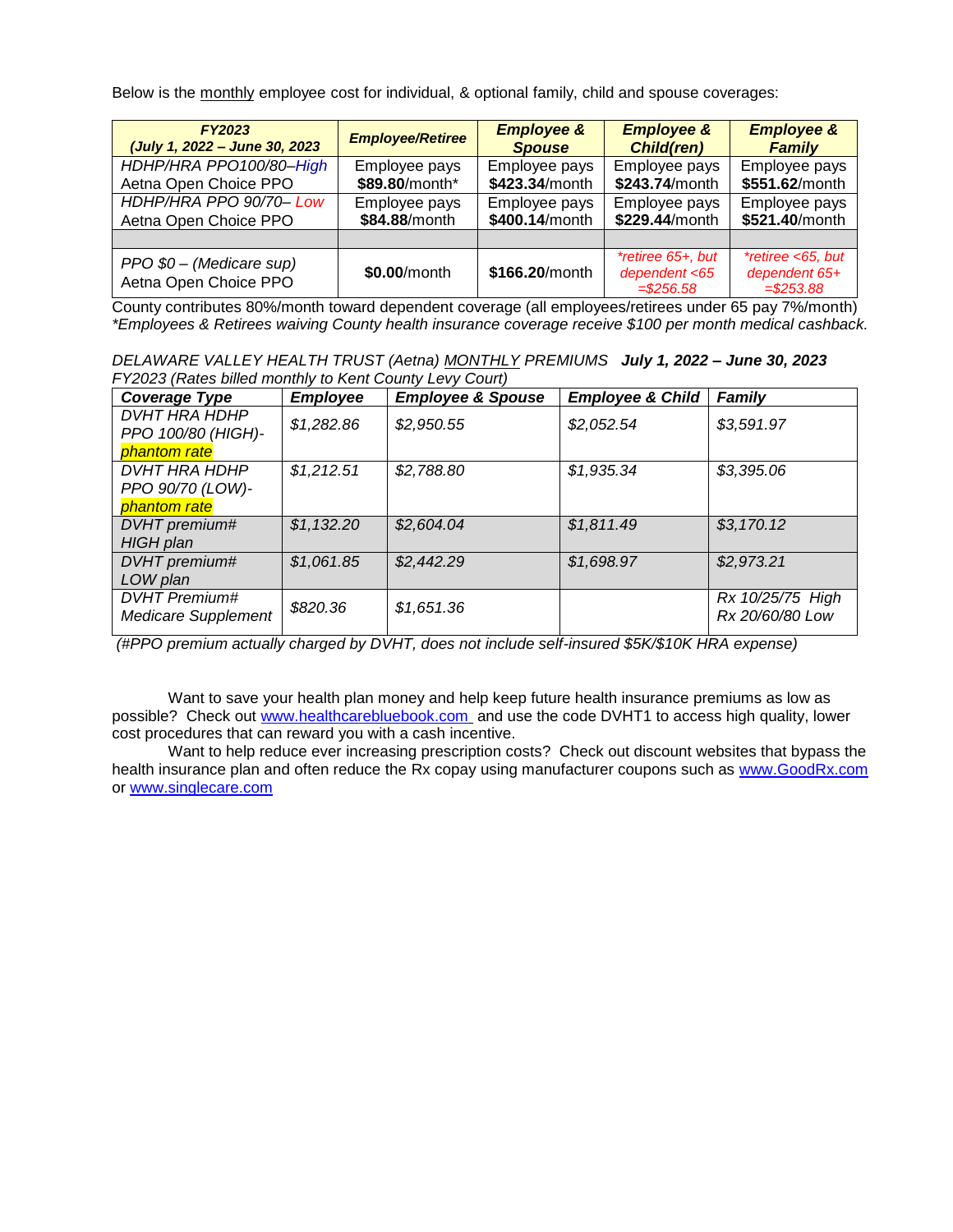Below is the monthly employee cost for individual, & optional family, child and spouse coverages:

| ***FY2023 (July 1, 2022 – June 30, 2023*** | ***Employee/Retiree*** | ***Employee & Spouse*** | ***Employee & Child(ren)*** | ***Employee & Family*** |
|---|---|---|---|---|
| *HDHP/HRA PPO100/80–High* Aetna Open Choice PPO | Employee pays **$89.80**/month* | Employee pays **$423.34**/month | Employee pays **$243.74**/month | Employee pays **$551.62**/month |
| *HDHP/HRA PPO 90/70– Low* Aetna Open Choice PPO | Employee pays **$84.88**/month | Employee pays **$400.14**/month | Employee pays **$229.44**/month | Employee pays **$521.40**/month |
| | | | | |
| *PPO $0 – (Medicare sup)* Aetna Open Choice PPO | **$0.00**/month | **$166.20**/month | *\*retiree 65+, but dependent <65 =$256.58* | *\*retiree <65, but dependent 65+ =$253.88* |

County contributes 80%/month toward dependent coverage (all employees/retirees under 65 pay 7%/month)
*\*Employees & Retirees waiving County health insurance coverage receive $100 per month medical cashback.*

*DELAWARE VALLEY HEALTH TRUST (Aetna) MONTHLY PREMIUMS* ***July 1, 2022 – June 30, 2023***
*FY2023 (Rates billed monthly to Kent County Levy Court)*

| ***Coverage Type*** | ***Employee*** | ***Employee & Spouse*** | ***Employee & Child*** | ***Family*** |
|---|---|---|---|---|
| *DVHT HRA HDHP PPO 100/80 (HIGH)- phantom rate* | *$1,282.86* | *$2,950.55* | *$2,052.54* | *$3,591.97* |
| *DVHT HRA HDHP PPO 90/70 (LOW)- phantom rate* | *$1,212.51* | *$2,788.80* | *$1,935.34* | *$3,395.06* |
| *DVHT premium# HIGH plan* | *$1,132.20* | *$2,604.04* | *$1,811.49* | *$3,170.12* |
| *DVHT premium# LOW plan* | *$1,061.85* | *$2,442.29* | *$1,698.97* | *$2,973.21* |
| *DVHT Premium# Medicare Supplement* | *$820.36* | *$1,651.36* | | *Rx 10/25/75 High Rx 20/60/80 Low* |

*(#PPO premium actually charged by DVHT, does not include self-insured $5K/$10K HRA expense)*

Want to save your health plan money and help keep future health insurance premiums as low as possible? Check out www.healthcarebluebook.com and use the code DVHT1 to access high quality, lower cost procedures that can reward you with a cash incentive.

Want to help reduce ever increasing prescription costs? Check out discount websites that bypass the health insurance plan and often reduce the Rx copay using manufacturer coupons such as www.GoodRx.com or www.singlecare.com